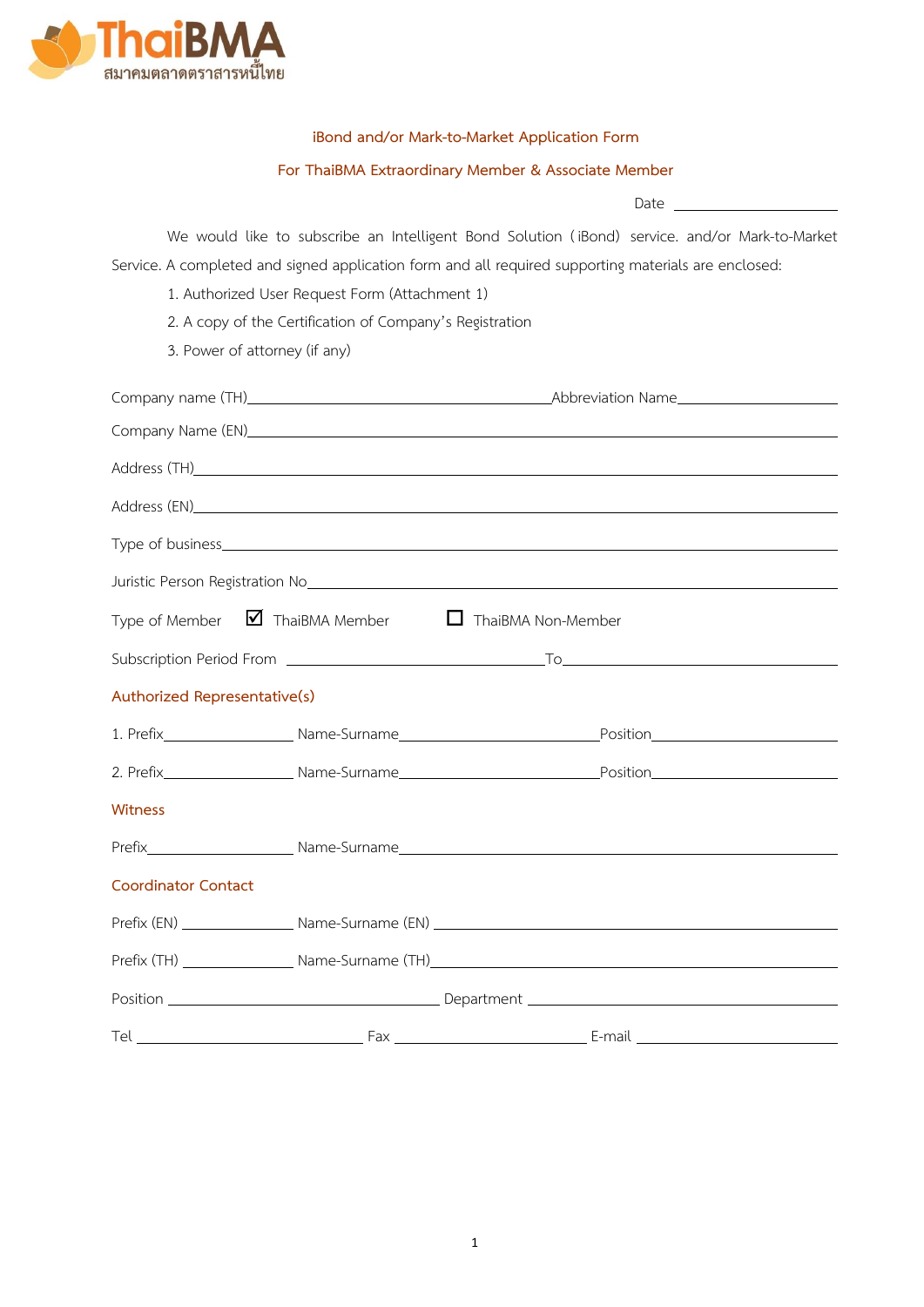ThaiBMA
สมาคมตลาดตราสารหนี้ไทย

## iBond and/or Mark-to-Market Application Form

## For ThaiBMA Extraordinary Member & Associate Member

Date ____________________

We would like to subscribe an Intelligent Bond Solution (iBond) service. and/or Mark-to-Market Service. A completed and signed application form and all required supporting materials are enclosed:

1. Authorized User Request Form (Attachment 1)
2. A copy of the Certification of Company's Registration
3. Power of attorney (if any)

Company name (TH)____________________________________Abbreviation Name____________________

Company Name (EN)____________________________________________________________________

Address (TH)__________________________________________________________________________

Address (EN)__________________________________________________________________________

Type of business_______________________________________________________________________

Juristic Person Registration No___________________________________________________________

Type of Member ☑ ThaiBMA Member ☐ ThaiBMA Non-Member

Subscription Period From ______________________________To_____________________________

### Authorized Representative(s)

1. Prefix________________ Name-Surname________________________Position______________________

2. Prefix________________ Name-Surname________________________Position______________________

### Witness

Prefix__________________ Name-Surname________________________________________________

### Coordinator Contact

Prefix (EN) ______________ Name-Surname (EN) ____________________________________________

Prefix (TH) ______________ Name-Surname (TH)_____________________________________________

Position ________________________________ Department _________________________________

Tel ___________________________ Fax _________________________ E-mail ____________________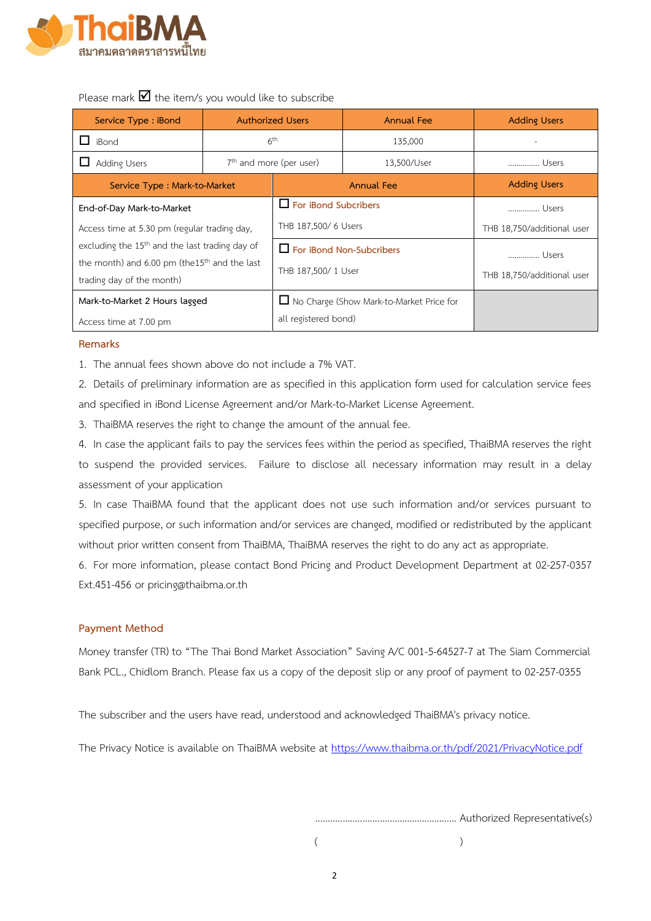ThaiBMA
สมาคมตลาดตราสารหนี้ไทย

Please mark ☑ the item/s you would like to subscribe

| Service Type : iBond | Authorized Users | Annual Fee | Adding Users |
|---|---|---|---|
| ☐ iBond | 6th | 135,000 | - |
| ☐ Adding Users | 7th and more (per user) | 13,500/User | .............. Users |

| Service Type : Mark-to-Market | Annual Fee | Adding Users |
|---|---|---|
| End-of-Day Mark-to-Market<br><br>Access time at 5.30 pm (regular trading day, excluding the 15th and the last trading day of the month) and 6.00 pm (the15th and the last trading day of the month) | ☐ For iBond Subcribers<br><br>THB 187,500/ 6 Users | .............. Users<br><br>THB 18,750/additional user |
| | ☐ For iBond Non-Subcribers<br><br>THB 187,500/ 1 User | .............. Users<br><br>THB 18,750/additional user |
| Mark-to-Market 2 Hours lagged<br><br>Access time at 7.00 pm | ☐ No Charge (Show Mark-to-Market Price for all registered bond) | |

## Remarks

1. The annual fees shown above do not include a 7% VAT.
2. Details of preliminary information are as specified in this application form used for calculation service fees and specified in iBond License Agreement and/or Mark-to-Market License Agreement.
3. ThaiBMA reserves the right to change the amount of the annual fee.
4. In case the applicant fails to pay the services fees within the period as specified, ThaiBMA reserves the right to suspend the provided services. Failure to disclose all necessary information may result in a delay assessment of your application
5. In case ThaiBMA found that the applicant does not use such information and/or services pursuant to specified purpose, or such information and/or services are changed, modified or redistributed by the applicant without prior written consent from ThaiBMA, ThaiBMA reserves the right to do any act as appropriate.
6. For more information, please contact Bond Pricing and Product Development Department at 02-257-0357 Ext.451-456 or pricing@thaibma.or.th

## Payment Method

Money transfer (TR) to "The Thai Bond Market Association" Saving A/C 001-5-64527-7 at The Siam Commercial Bank PCL., Chidlom Branch. Please fax us a copy of the deposit slip or any proof of payment to 02-257-0355

The subscriber and the users have read, understood and acknowledged ThaiBMA's privacy notice.

The Privacy Notice is available on ThaiBMA website at https://www.thaibma.or.th/pdf/2021/PrivacyNotice.pdf

........................................................ Authorized Representative(s)

( )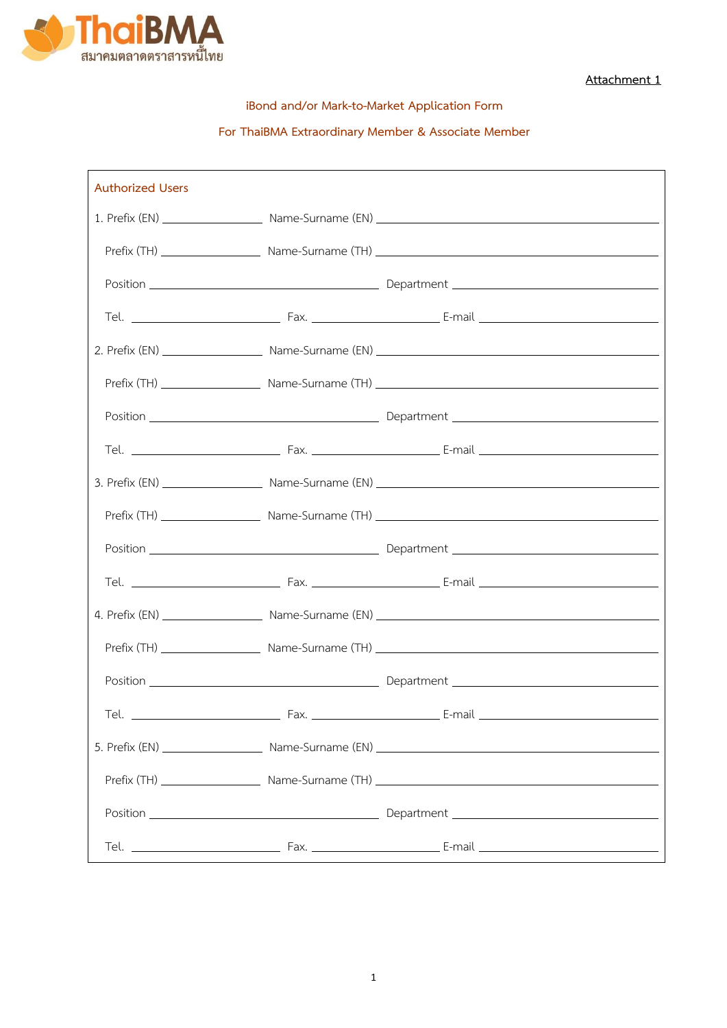Attachment 1

iBond and/or Mark-to-Market Application Form

For ThaiBMA Extraordinary Member & Associate Member

**Authorized Users**

1. Prefix (EN) ______________ Name-Surname (EN) ________________________________________

   Prefix (TH) ______________ Name-Surname (TH) ________________________________________

   Position ________________________________ Department ______________________________

   Tel. ____________________ Fax. __________________ E-mail __________________________

2. Prefix (EN) ______________ Name-Surname (EN) ________________________________________

   Prefix (TH) ______________ Name-Surname (TH) ________________________________________

   Position ________________________________ Department ______________________________

   Tel. ____________________ Fax. __________________ E-mail __________________________

3. Prefix (EN) ______________ Name-Surname (EN) ________________________________________

   Prefix (TH) ______________ Name-Surname (TH) ________________________________________

   Position ________________________________ Department ______________________________

   Tel. ____________________ Fax. __________________ E-mail __________________________

4. Prefix (EN) ______________ Name-Surname (EN) ________________________________________

   Prefix (TH) ______________ Name-Surname (TH) ________________________________________

   Position ________________________________ Department ______________________________

   Tel. ____________________ Fax. __________________ E-mail __________________________

5. Prefix (EN) ______________ Name-Surname (EN) ________________________________________

   Prefix (TH) ______________ Name-Surname (TH) ________________________________________

   Position ________________________________ Department ______________________________

   Tel. ____________________ Fax. __________________ E-mail __________________________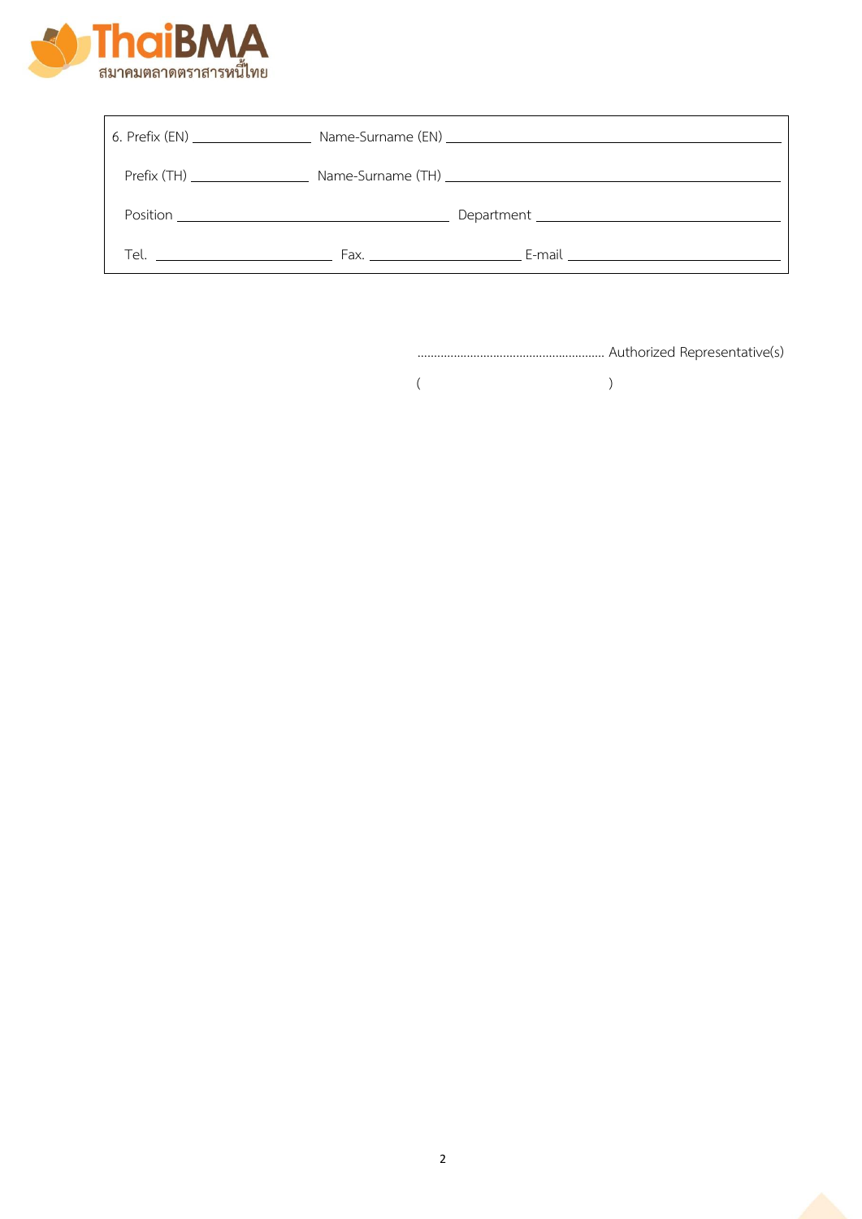6. Prefix (EN) ________________ Name-Surname (EN) ________________________________________

Prefix (TH) ________________ Name-Surname (TH) ________________________________________

Position ______________________________________ Department ________________________________

Tel. ________________________ Fax. ____________________ E-mail ____________________________

........................................................ Authorized Representative(s)

(                                        )